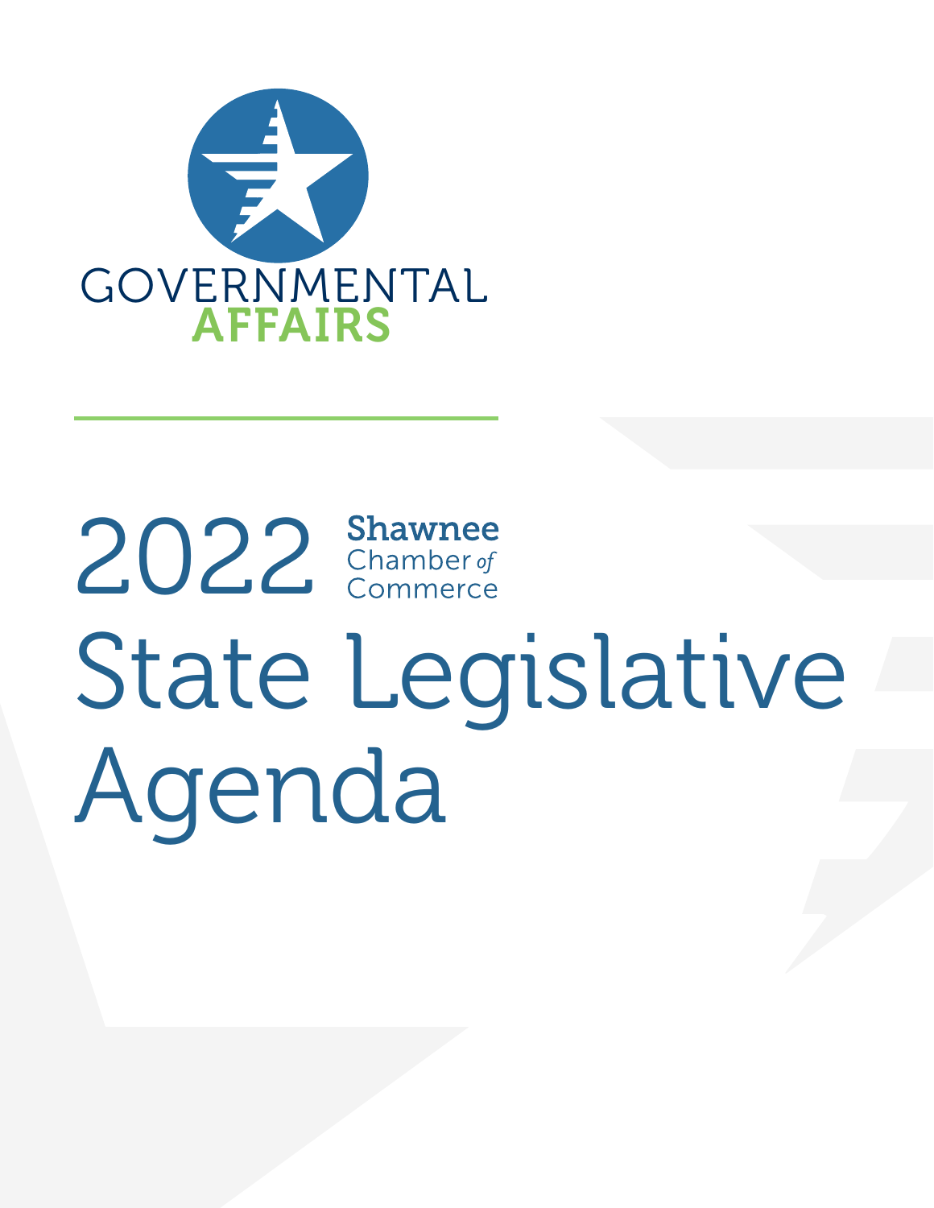GOVERNMENTAL
AFFAIRS

# 2022 Shawnee Chamber of Commerce State Legislative Agenda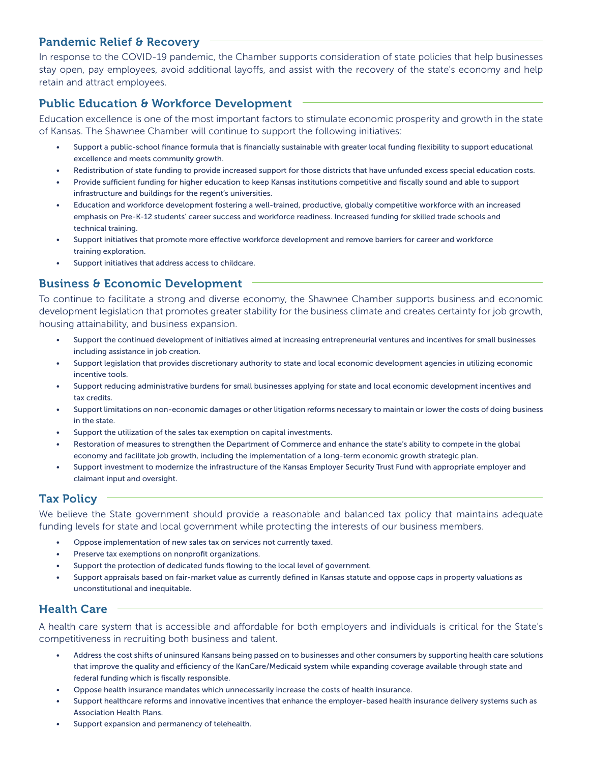## Pandemic Relief & Recovery

In response to the COVID-19 pandemic, the Chamber supports consideration of state policies that help businesses stay open, pay employees, avoid additional layoffs, and assist with the recovery of the state's economy and help retain and attract employees.

## Public Education & Workforce Development

Education excellence is one of the most important factors to stimulate economic prosperity and growth in the state of Kansas. The Shawnee Chamber will continue to support the following initiatives:

- Support a public-school finance formula that is financially sustainable with greater local funding flexibility to support educational excellence and meets community growth.
- Redistribution of state funding to provide increased support for those districts that have unfunded excess special education costs.
- Provide sufficient funding for higher education to keep Kansas institutions competitive and fiscally sound and able to support infrastructure and buildings for the regent's universities.
- Education and workforce development fostering a well-trained, productive, globally competitive workforce with an increased emphasis on Pre-K-12 students' career success and workforce readiness. Increased funding for skilled trade schools and technical training.
- Support initiatives that promote more effective workforce development and remove barriers for career and workforce training exploration.
- Support initiatives that address access to childcare.

## Business & Economic Development

To continue to facilitate a strong and diverse economy, the Shawnee Chamber supports business and economic development legislation that promotes greater stability for the business climate and creates certainty for job growth, housing attainability, and business expansion.

- Support the continued development of initiatives aimed at increasing entrepreneurial ventures and incentives for small businesses including assistance in job creation.
- Support legislation that provides discretionary authority to state and local economic development agencies in utilizing economic incentive tools.
- Support reducing administrative burdens for small businesses applying for state and local economic development incentives and tax credits.
- Support limitations on non-economic damages or other litigation reforms necessary to maintain or lower the costs of doing business in the state.
- Support the utilization of the sales tax exemption on capital investments.
- Restoration of measures to strengthen the Department of Commerce and enhance the state's ability to compete in the global economy and facilitate job growth, including the implementation of a long-term economic growth strategic plan.
- Support investment to modernize the infrastructure of the Kansas Employer Security Trust Fund with appropriate employer and claimant input and oversight.

## Tax Policy

We believe the State government should provide a reasonable and balanced tax policy that maintains adequate funding levels for state and local government while protecting the interests of our business members.

- Oppose implementation of new sales tax on services not currently taxed.
- Preserve tax exemptions on nonprofit organizations.
- Support the protection of dedicated funds flowing to the local level of government.
- Support appraisals based on fair-market value as currently defined in Kansas statute and oppose caps in property valuations as unconstitutional and inequitable.

## Health Care

A health care system that is accessible and affordable for both employers and individuals is critical for the State's competitiveness in recruiting both business and talent.

- Address the cost shifts of uninsured Kansans being passed on to businesses and other consumers by supporting health care solutions that improve the quality and efficiency of the KanCare/Medicaid system while expanding coverage available through state and federal funding which is fiscally responsible.
- Oppose health insurance mandates which unnecessarily increase the costs of health insurance.
- Support healthcare reforms and innovative incentives that enhance the employer-based health insurance delivery systems such as Association Health Plans.
- Support expansion and permanency of telehealth.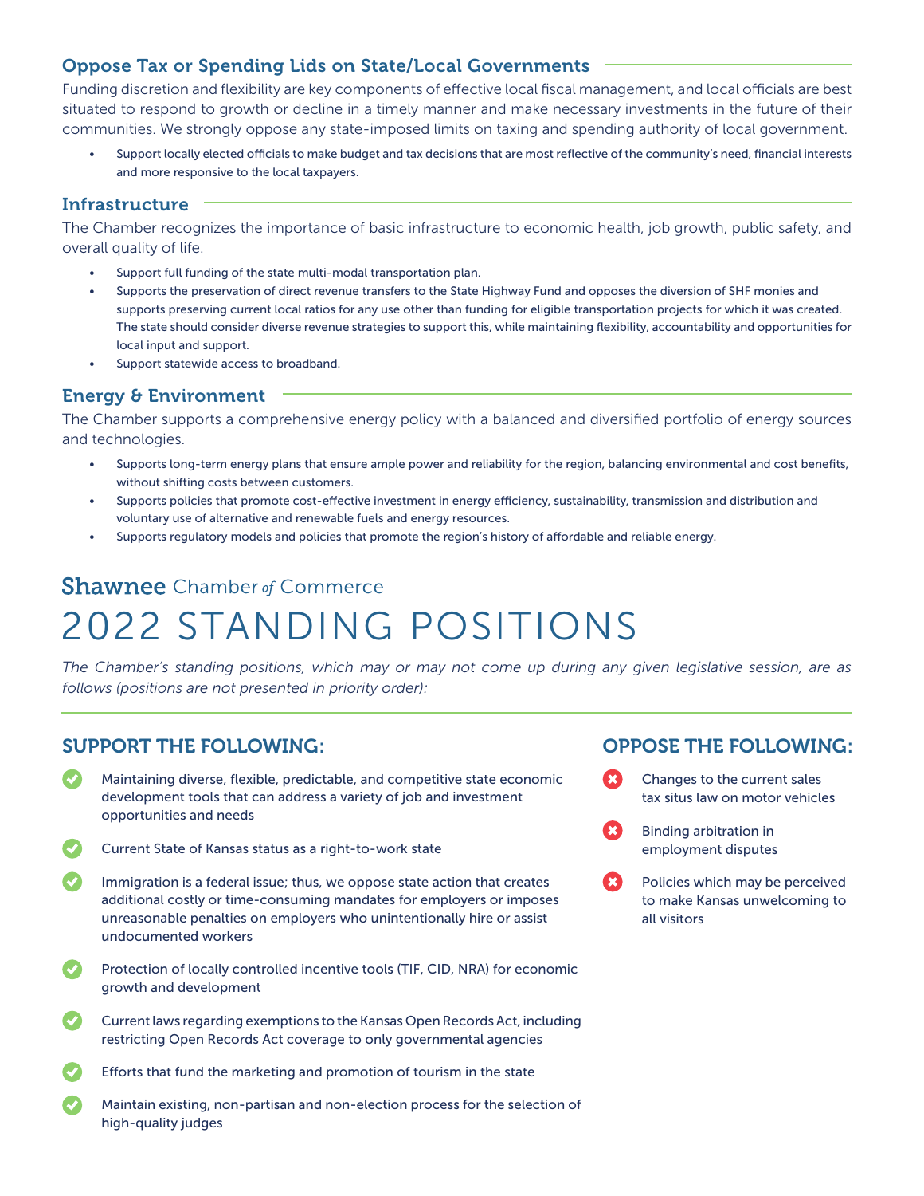## Oppose Tax or Spending Lids on State/Local Governments

Funding discretion and flexibility are key components of effective local fiscal management, and local officials are best situated to respond to growth or decline in a timely manner and make necessary investments in the future of their communities. We strongly oppose any state-imposed limits on taxing and spending authority of local government.

- Support locally elected officials to make budget and tax decisions that are most reflective of the community's need, financial interests and more responsive to the local taxpayers.

## Infrastructure

The Chamber recognizes the importance of basic infrastructure to economic health, job growth, public safety, and overall quality of life.

- Support full funding of the state multi-modal transportation plan.
- Supports the preservation of direct revenue transfers to the State Highway Fund and opposes the diversion of SHF monies and supports preserving current local ratios for any use other than funding for eligible transportation projects for which it was created. The state should consider diverse revenue strategies to support this, while maintaining flexibility, accountability and opportunities for local input and support.
- Support statewide access to broadband.

## Energy & Environment

The Chamber supports a comprehensive energy policy with a balanced and diversified portfolio of energy sources and technologies.

- Supports long-term energy plans that ensure ample power and reliability for the region, balancing environmental and cost benefits, without shifting costs between customers.
- Supports policies that promote cost-effective investment in energy efficiency, sustainability, transmission and distribution and voluntary use of alternative and renewable fuels and energy resources.
- Supports regulatory models and policies that promote the region's history of affordable and reliable energy.

**Shawnee** Chamber *of* Commerce

# 2022 STANDING POSITIONS

*The Chamber's standing positions, which may or may not come up during any given legislative session, are as follows (positions are not presented in priority order):*

## SUPPORT THE FOLLOWING:

- ✔ Maintaining diverse, flexible, predictable, and competitive state economic development tools that can address a variety of job and investment opportunities and needs
- ✔ Current State of Kansas status as a right-to-work state
- ✔ Immigration is a federal issue; thus, we oppose state action that creates additional costly or time-consuming mandates for employers or imposes unreasonable penalties on employers who unintentionally hire or assist undocumented workers
- ✔ Protection of locally controlled incentive tools (TIF, CID, NRA) for economic growth and development
- ✔ Current laws regarding exemptions to the Kansas Open Records Act, including restricting Open Records Act coverage to only governmental agencies
- ✔ Efforts that fund the marketing and promotion of tourism in the state
- ✔ Maintain existing, non-partisan and non-election process for the selection of high-quality judges

## OPPOSE THE FOLLOWING:

- ✖ Changes to the current sales tax situs law on motor vehicles
- ✖ Binding arbitration in employment disputes
- ✖ Policies which may be perceived to make Kansas unwelcoming to all visitors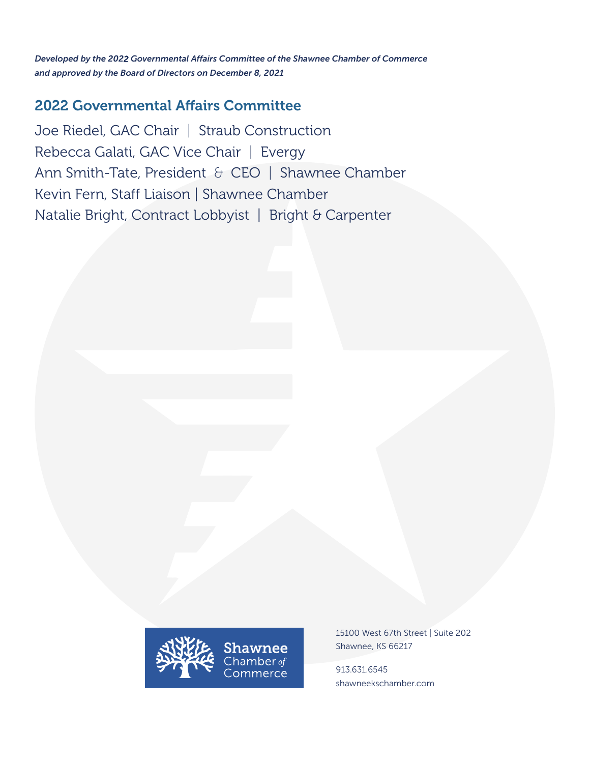*Developed by the 2022 Governmental Affairs Committee of the Shawnee Chamber of Commerce and approved by the Board of Directors on December 8, 2021*

## 2022 Governmental Affairs Committee

Joe Riedel, GAC Chair | Straub Construction

Rebecca Galati, GAC Vice Chair | Evergy

Ann Smith-Tate, President & CEO | Shawnee Chamber

Kevin Fern, Staff Liaison | Shawnee Chamber

Natalie Bright, Contract Lobbyist | Bright & Carpenter

Shawnee Chamber of Commerce

15100 West 67th Street | Suite 202
Shawnee, KS 66217

913.631.6545
shawneekschamber.com